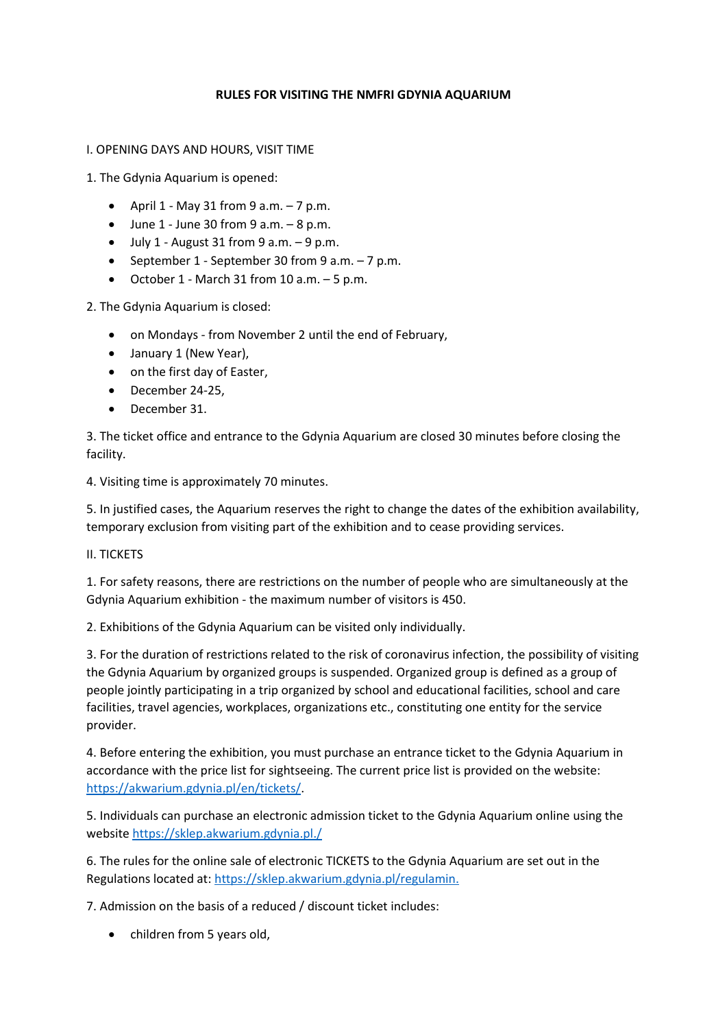# RULES FOR VISITING THE NMFRI GDYNIA AQUARIUM

## I. OPENING DAYS AND HOURS, VISIT TIME

1. The Gdynia Aquarium is opened:

- April 1 - May 31 from 9 a.m. – 7 p.m.
- June 1 - June 30 from 9 a.m. – 8 p.m.
- July 1 - August 31 from 9 a.m. – 9 p.m.
- September 1 - September 30 from 9 a.m. – 7 p.m.
- October 1 - March 31 from 10 a.m. – 5 p.m.

2. The Gdynia Aquarium is closed:

- on Mondays - from November 2 until the end of February,
- January 1 (New Year),
- on the first day of Easter,
- December 24-25,
- December 31.

3. The ticket office and entrance to the Gdynia Aquarium are closed 30 minutes before closing the facility.

4. Visiting time is approximately 70 minutes.

5. In justified cases, the Aquarium reserves the right to change the dates of the exhibition availability, temporary exclusion from visiting part of the exhibition and to cease providing services.

## II. TICKETS

1. For safety reasons, there are restrictions on the number of people who are simultaneously at the Gdynia Aquarium exhibition - the maximum number of visitors is 450.

2. Exhibitions of the Gdynia Aquarium can be visited only individually.

3. For the duration of restrictions related to the risk of coronavirus infection, the possibility of visiting the Gdynia Aquarium by organized groups is suspended. Organized group is defined as a group of people jointly participating in a trip organized by school and educational facilities, school and care facilities, travel agencies, workplaces, organizations etc., constituting one entity for the service provider.

4. Before entering the exhibition, you must purchase an entrance ticket to the Gdynia Aquarium in accordance with the price list for sightseeing. The current price list is provided on the website: https://akwarium.gdynia.pl/en/tickets/.

5. Individuals can purchase an electronic admission ticket to the Gdynia Aquarium online using the website https://sklep.akwarium.gdynia.pl./

6. The rules for the online sale of electronic TICKETS to the Gdynia Aquarium are set out in the Regulations located at: https://sklep.akwarium.gdynia.pl/regulamin.

7. Admission on the basis of a reduced / discount ticket includes:

- children from 5 years old,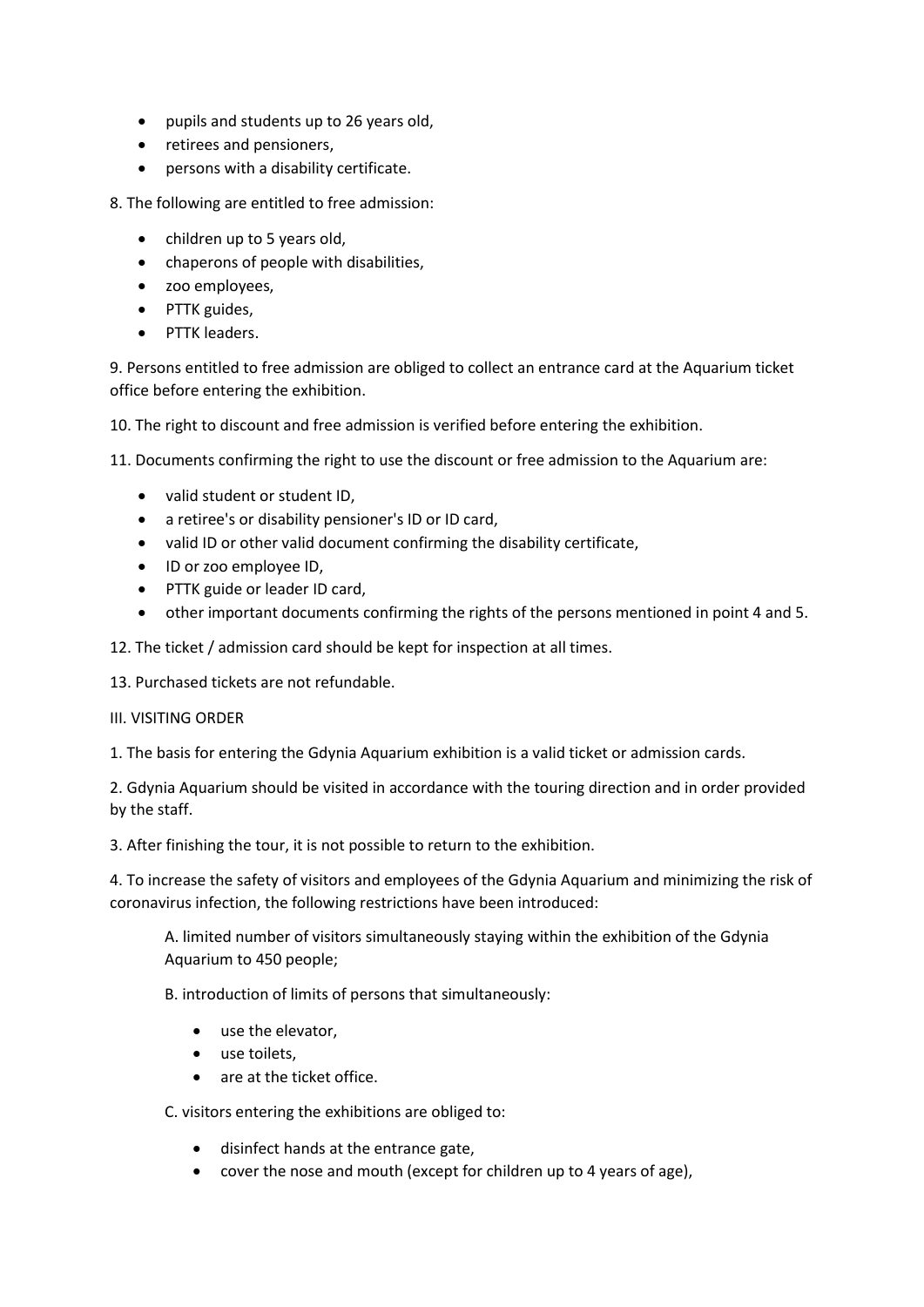- pupils and students up to 26 years old,
- retirees and pensioners,
- persons with a disability certificate.

8. The following are entitled to free admission:

- children up to 5 years old,
- chaperons of people with disabilities,
- zoo employees,
- PTTK guides,
- PTTK leaders.

9. Persons entitled to free admission are obliged to collect an entrance card at the Aquarium ticket office before entering the exhibition.

10. The right to discount and free admission is verified before entering the exhibition.

11. Documents confirming the right to use the discount or free admission to the Aquarium are:

- valid student or student ID,
- a retiree's or disability pensioner's ID or ID card,
- valid ID or other valid document confirming the disability certificate,
- ID or zoo employee ID,
- PTTK guide or leader ID card,
- other important documents confirming the rights of the persons mentioned in point 4 and 5.

12. The ticket / admission card should be kept for inspection at all times.

13. Purchased tickets are not refundable.

III. VISITING ORDER

1. The basis for entering the Gdynia Aquarium exhibition is a valid ticket or admission cards.

2. Gdynia Aquarium should be visited in accordance with the touring direction and in order provided by the staff.

3. After finishing the tour, it is not possible to return to the exhibition.

4. To increase the safety of visitors and employees of the Gdynia Aquarium and minimizing the risk of coronavirus infection, the following restrictions have been introduced:

   A. limited number of visitors simultaneously staying within the exhibition of the Gdynia Aquarium to 450 people;

   B. introduction of limits of persons that simultaneously:

   - use the elevator,
   - use toilets,
   - are at the ticket office.

   C. visitors entering the exhibitions are obliged to:

   - disinfect hands at the entrance gate,
   - cover the nose and mouth (except for children up to 4 years of age),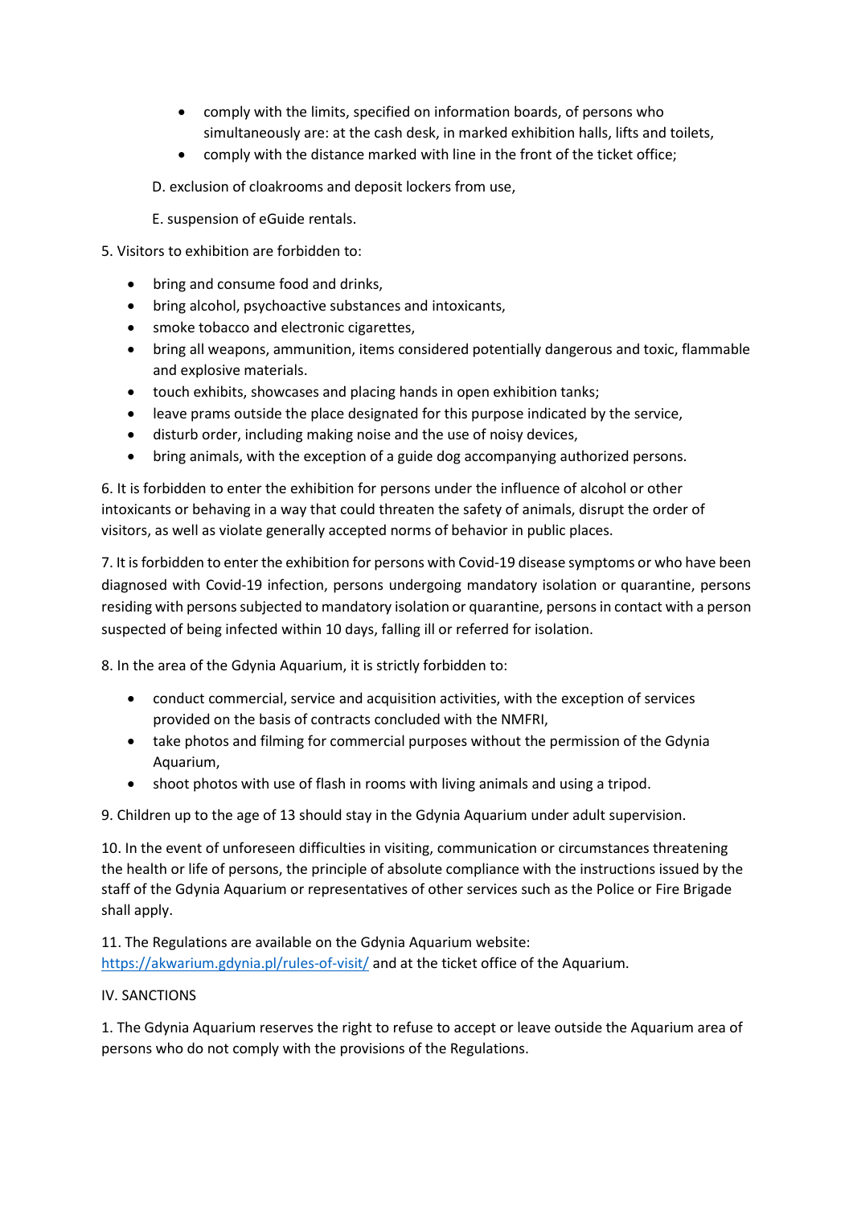- comply with the limits, specified on information boards, of persons who simultaneously are: at the cash desk, in marked exhibition halls, lifts and toilets,
- comply with the distance marked with line in the front of the ticket office;

D. exclusion of cloakrooms and deposit lockers from use,

E. suspension of eGuide rentals.

5. Visitors to exhibition are forbidden to:

- bring and consume food and drinks,
- bring alcohol, psychoactive substances and intoxicants,
- smoke tobacco and electronic cigarettes,
- bring all weapons, ammunition, items considered potentially dangerous and toxic, flammable and explosive materials.
- touch exhibits, showcases and placing hands in open exhibition tanks;
- leave prams outside the place designated for this purpose indicated by the service,
- disturb order, including making noise and the use of noisy devices,
- bring animals, with the exception of a guide dog accompanying authorized persons.

6. It is forbidden to enter the exhibition for persons under the influence of alcohol or other intoxicants or behaving in a way that could threaten the safety of animals, disrupt the order of visitors, as well as violate generally accepted norms of behavior in public places.

7. It is forbidden to enter the exhibition for persons with Covid-19 disease symptoms or who have been diagnosed with Covid-19 infection, persons undergoing mandatory isolation or quarantine, persons residing with persons subjected to mandatory isolation or quarantine, persons in contact with a person suspected of being infected within 10 days, falling ill or referred for isolation.

8. In the area of the Gdynia Aquarium, it is strictly forbidden to:

- conduct commercial, service and acquisition activities, with the exception of services provided on the basis of contracts concluded with the NMFRI,
- take photos and filming for commercial purposes without the permission of the Gdynia Aquarium,
- shoot photos with use of flash in rooms with living animals and using a tripod.

9. Children up to the age of 13 should stay in the Gdynia Aquarium under adult supervision.

10. In the event of unforeseen difficulties in visiting, communication or circumstances threatening the health or life of persons, the principle of absolute compliance with the instructions issued by the staff of the Gdynia Aquarium or representatives of other services such as the Police or Fire Brigade shall apply.

11. The Regulations are available on the Gdynia Aquarium website: [https://akwarium.gdynia.pl/rules-of-visit/](https://akwarium.gdynia.pl/rules-of-visit/) and at the ticket office of the Aquarium.

IV. SANCTIONS

1. The Gdynia Aquarium reserves the right to refuse to accept or leave outside the Aquarium area of persons who do not comply with the provisions of the Regulations.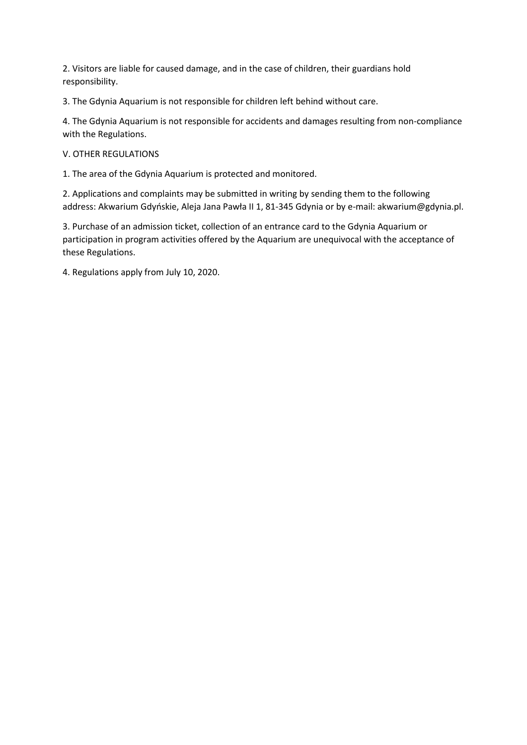2. Visitors are liable for caused damage, and in the case of children, their guardians hold responsibility.

3. The Gdynia Aquarium is not responsible for children left behind without care.

4. The Gdynia Aquarium is not responsible for accidents and damages resulting from non-compliance with the Regulations.

V. OTHER REGULATIONS

1. The area of the Gdynia Aquarium is protected and monitored.

2. Applications and complaints may be submitted in writing by sending them to the following address: Akwarium Gdyńskie, Aleja Jana Pawła II 1, 81-345 Gdynia or by e-mail: akwarium@gdynia.pl.

3. Purchase of an admission ticket, collection of an entrance card to the Gdynia Aquarium or participation in program activities offered by the Aquarium are unequivocal with the acceptance of these Regulations.

4. Regulations apply from July 10, 2020.